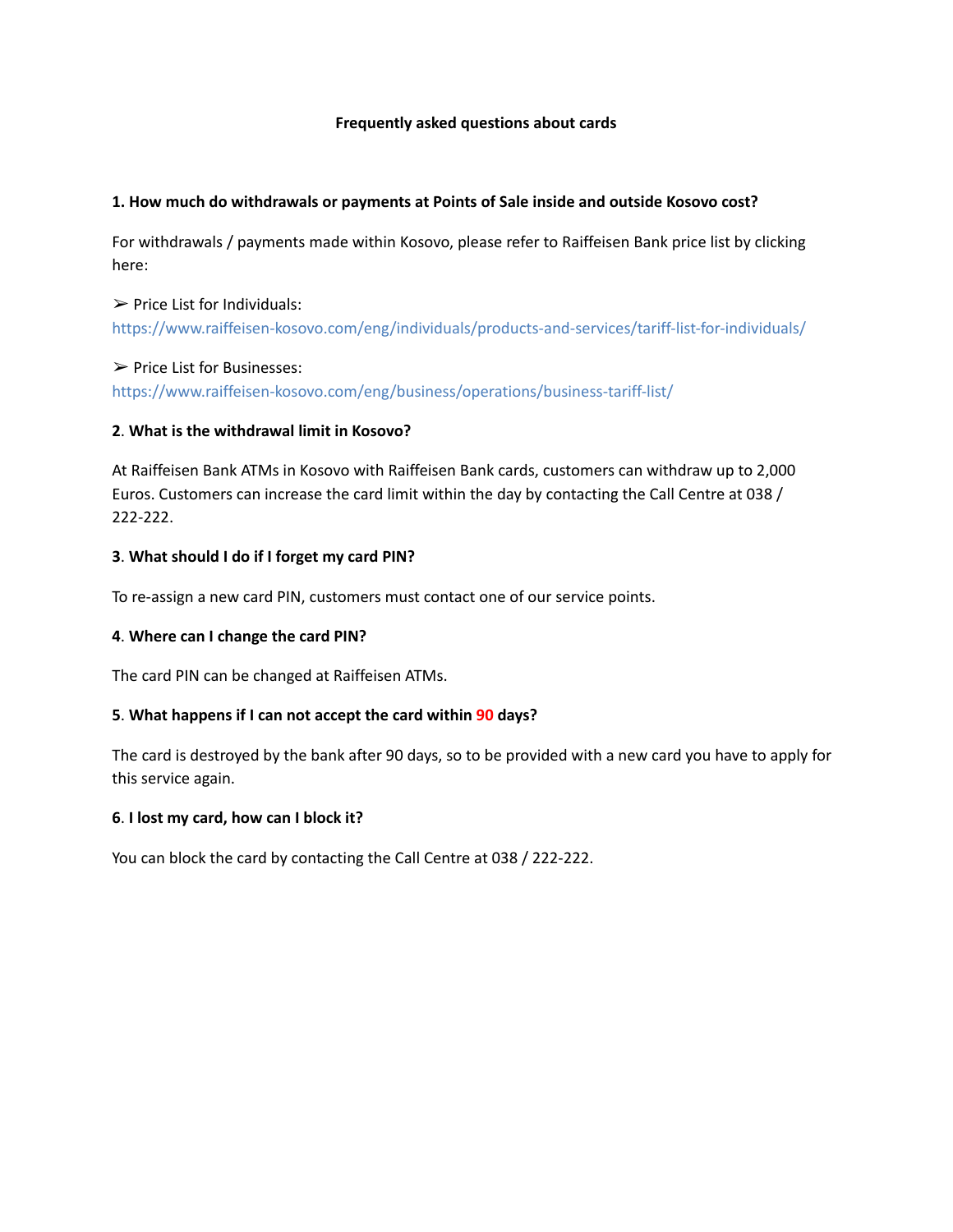# Frequently asked questions about cards

**1. How much do withdrawals or payments at Points of Sale inside and outside Kosovo cost?**

For withdrawals / payments made within Kosovo, please refer to Raiffeisen Bank price list by clicking here:

➢ Price List for Individuals:
https://www.raiffeisen-kosovo.com/eng/individuals/products-and-services/tariff-list-for-individuals/

➢ Price List for Businesses:
https://www.raiffeisen-kosovo.com/eng/business/operations/business-tariff-list/

**2. What is the withdrawal limit in Kosovo?**

At Raiffeisen Bank ATMs in Kosovo with Raiffeisen Bank cards, customers can withdraw up to 2,000 Euros. Customers can increase the card limit within the day by contacting the Call Centre at 038 / 222-222.

**3. What should I do if I forget my card PIN?**

To re-assign a new card PIN, customers must contact one of our service points.

**4. Where can I change the card PIN?**

The card PIN can be changed at Raiffeisen ATMs.

**5. What happens if I can not accept the card within 90 days?**

The card is destroyed by the bank after 90 days, so to be provided with a new card you have to apply for this service again.

**6. I lost my card, how can I block it?**

You can block the card by contacting the Call Centre at 038 / 222-222.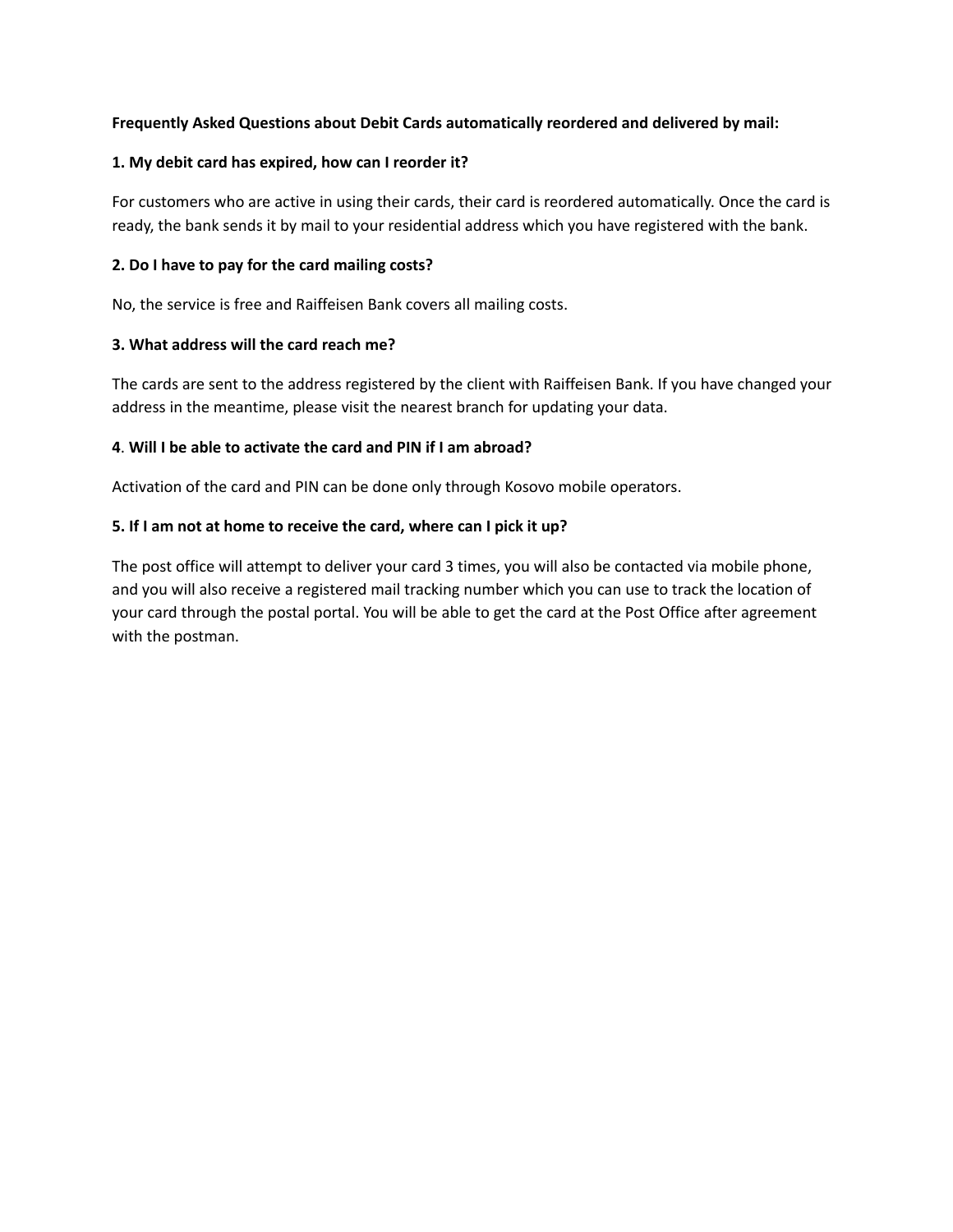**Frequently Asked Questions about Debit Cards automatically reordered and delivered by mail:**

**1. My debit card has expired, how can I reorder it?**

For customers who are active in using their cards, their card is reordered automatically. Once the card is ready, the bank sends it by mail to your residential address which you have registered with the bank.

**2. Do I have to pay for the card mailing costs?**

No, the service is free and Raiffeisen Bank covers all mailing costs.

**3. What address will the card reach me?**

The cards are sent to the address registered by the client with Raiffeisen Bank. If you have changed your address in the meantime, please visit the nearest branch for updating your data.

**4**. **Will I be able to activate the card and PIN if I am abroad?**

Activation of the card and PIN can be done only through Kosovo mobile operators.

**5. If I am not at home to receive the card, where can I pick it up?**

The post office will attempt to deliver your card 3 times, you will also be contacted via mobile phone, and you will also receive a registered mail tracking number which you can use to track the location of your card through the postal portal. You will be able to get the card at the Post Office after agreement with the postman.